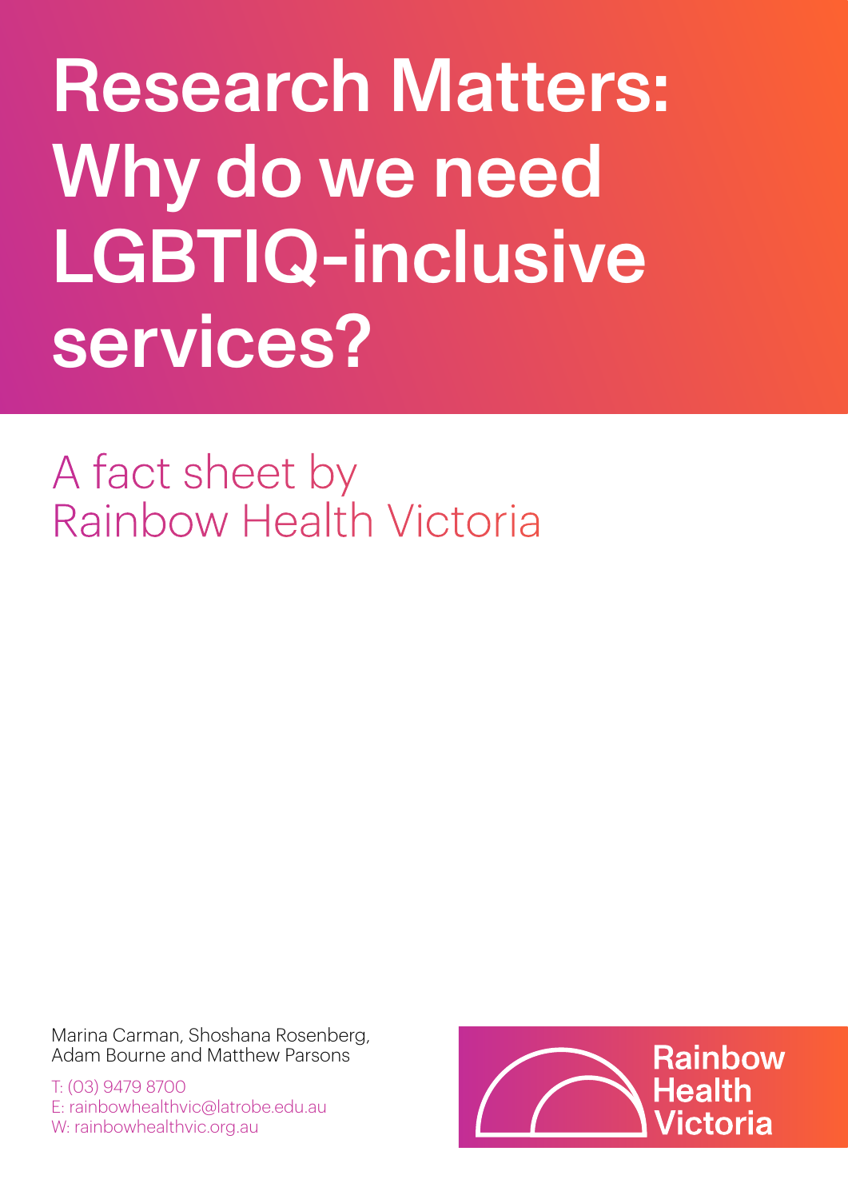# Research Matters: Why do we need LGBTIQ-inclusive services?

## A fact sheet by Rainbow Health Victoria

Marina Carman, Shoshana Rosenberg, Adam Bourne and Matthew Parsons

T: (03) 9479 8700
E: rainbowhealthvic@latrobe.edu.au
W: rainbowhealthvic.org.au

Rainbow Health Victoria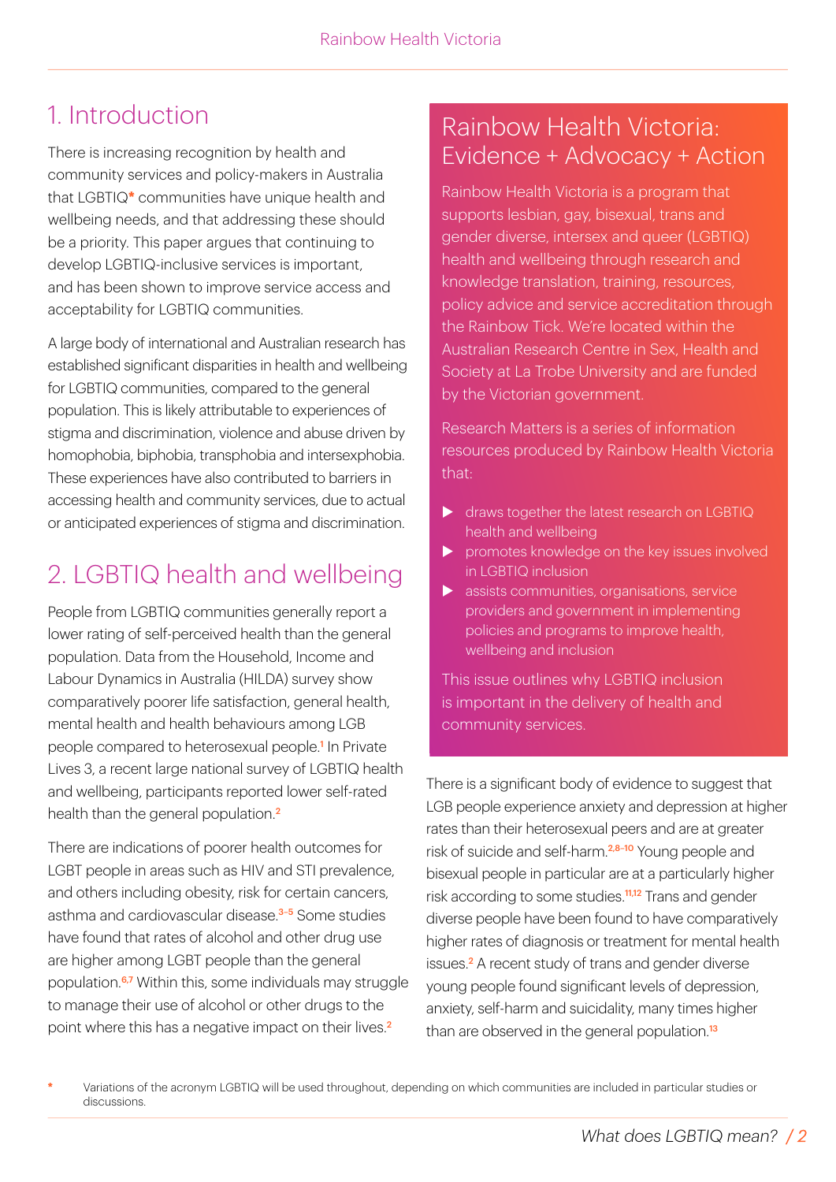# 1. Introduction

There is increasing recognition by health and community services and policy-makers in Australia that LGBTIQ* communities have unique health and wellbeing needs, and that addressing these should be a priority. This paper argues that continuing to develop LGBTIQ-inclusive services is important, and has been shown to improve service access and acceptability for LGBTIQ communities.

A large body of international and Australian research has established significant disparities in health and wellbeing for LGBTIQ communities, compared to the general population. This is likely attributable to experiences of stigma and discrimination, violence and abuse driven by homophobia, biphobia, transphobia and intersexphobia. These experiences have also contributed to barriers in accessing health and community services, due to actual or anticipated experiences of stigma and discrimination.

## Rainbow Health Victoria: Evidence + Advocacy + Action

Rainbow Health Victoria is a program that supports lesbian, gay, bisexual, trans and gender diverse, intersex and queer (LGBTIQ) health and wellbeing through research and knowledge translation, training, resources, policy advice and service accreditation through the Rainbow Tick. We're located within the Australian Research Centre in Sex, Health and Society at La Trobe University and are funded by the Victorian government.

Research Matters is a series of information resources produced by Rainbow Health Victoria that:

- draws together the latest research on LGBTIQ health and wellbeing
- promotes knowledge on the key issues involved in LGBTIQ inclusion
- assists communities, organisations, service providers and government in implementing policies and programs to improve health, wellbeing and inclusion

This issue outlines why LGBTIQ inclusion is important in the delivery of health and community services.

# 2. LGBTIQ health and wellbeing

People from LGBTIQ communities generally report a lower rating of self-perceived health than the general population. Data from the Household, Income and Labour Dynamics in Australia (HILDA) survey show comparatively poorer life satisfaction, general health, mental health and health behaviours among LGB people compared to heterosexual people.[1] In Private Lives 3, a recent large national survey of LGBTIQ health and wellbeing, participants reported lower self-rated health than the general population.[2]

There are indications of poorer health outcomes for LGBT people in areas such as HIV and STI prevalence, and others including obesity, risk for certain cancers, asthma and cardiovascular disease.[3–5] Some studies have found that rates of alcohol and other drug use are higher among LGBT people than the general population.[6,7] Within this, some individuals may struggle to manage their use of alcohol or other drugs to the point where this has a negative impact on their lives.[2]

There is a significant body of evidence to suggest that LGB people experience anxiety and depression at higher rates than their heterosexual peers and are at greater risk of suicide and self-harm.[2,8–10] Young people and bisexual people in particular are at a particularly higher risk according to some studies.[11,12] Trans and gender diverse people have been found to have comparatively higher rates of diagnosis or treatment for mental health issues.[2] A recent study of trans and gender diverse young people found significant levels of depression, anxiety, self-harm and suicidality, many times higher than are observed in the general population.[13]

\* Variations of the acronym LGBTIQ will be used throughout, depending on which communities are included in particular studies or discussions.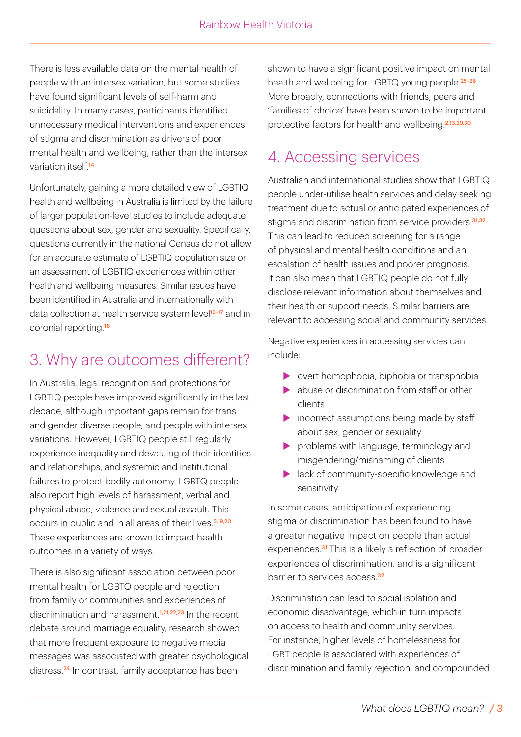There is less available data on the mental health of people with an intersex variation, but some studies have found significant levels of self-harm and suicidality. In many cases, participants identified unnecessary medical interventions and experiences of stigma and discrimination as drivers of poor mental health and wellbeing, rather than the intersex variation itself.[14]

Unfortunately, gaining a more detailed view of LGBTIQ health and wellbeing in Australia is limited by the failure of larger population-level studies to include adequate questions about sex, gender and sexuality. Specifically, questions currently in the national Census do not allow for an accurate estimate of LGBTIQ population size or an assessment of LGBTIQ experiences within other health and wellbeing measures. Similar issues have been identified in Australia and internationally with data collection at health service system level[15–17] and in coronial reporting.[18]

## 3. Why are outcomes different?

In Australia, legal recognition and protections for LGBTIQ people have improved significantly in the last decade, although important gaps remain for trans and gender diverse people, and people with intersex variations. However, LGBTIQ people still regularly experience inequality and devaluing of their identities and relationships, and systemic and institutional failures to protect bodily autonomy. LGBTQ people also report high levels of harassment, verbal and physical abuse, violence and sexual assault. This occurs in public and in all areas of their lives.[5,19,20] These experiences are known to impact health outcomes in a variety of ways.

There is also significant association between poor mental health for LGBTQ people and rejection from family or communities and experiences of discrimination and harassment.[1,21,22,23] In the recent debate around marriage equality, research showed that more frequent exposure to negative media messages was associated with greater psychological distress.[24] In contrast, family acceptance has been shown to have a significant positive impact on mental health and wellbeing for LGBTQ young people.[25–28] More broadly, connections with friends, peers and 'families of choice' have been shown to be important protective factors for health and wellbeing.[2,13,29,30]

## 4. Accessing services

Australian and international studies show that LGBTIQ people under-utilise health services and delay seeking treatment due to actual or anticipated experiences of stigma and discrimination from service providers.[31,32] This can lead to reduced screening for a range of physical and mental health conditions and an escalation of health issues and poorer prognosis. It can also mean that LGBTIQ people do not fully disclose relevant information about themselves and their health or support needs. Similar barriers are relevant to accessing social and community services.

Negative experiences in accessing services can include:

- overt homophobia, biphobia or transphobia
- abuse or discrimination from staff or other clients
- incorrect assumptions being made by staff about sex, gender or sexuality
- problems with language, terminology and misgendering/misnaming of clients
- lack of community-specific knowledge and sensitivity

In some cases, anticipation of experiencing stigma or discrimination has been found to have a greater negative impact on people than actual experiences.[31] This is a likely a reflection of broader experiences of discrimination, and is a significant barrier to services access.[32]

Discrimination can lead to social isolation and economic disadvantage, which in turn impacts on access to health and community services. For instance, higher levels of homelessness for LGBT people is associated with experiences of discrimination and family rejection, and compounded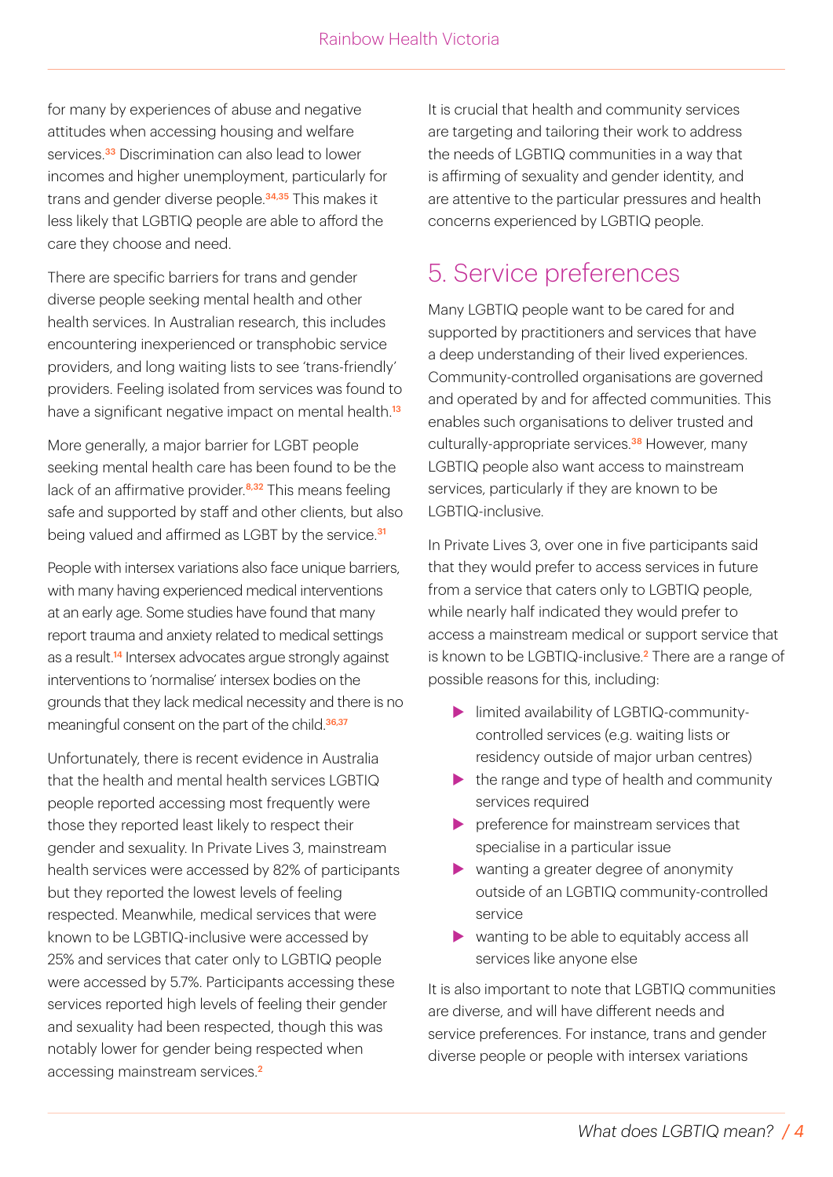for many by experiences of abuse and negative attitudes when accessing housing and welfare services.[33] Discrimination can also lead to lower incomes and higher unemployment, particularly for trans and gender diverse people.[34,35] This makes it less likely that LGBTIQ people are able to afford the care they choose and need.

There are specific barriers for trans and gender diverse people seeking mental health and other health services. In Australian research, this includes encountering inexperienced or transphobic service providers, and long waiting lists to see 'trans-friendly' providers. Feeling isolated from services was found to have a significant negative impact on mental health.[13]

More generally, a major barrier for LGBT people seeking mental health care has been found to be the lack of an affirmative provider.[8,32] This means feeling safe and supported by staff and other clients, but also being valued and affirmed as LGBT by the service.[31]

People with intersex variations also face unique barriers, with many having experienced medical interventions at an early age. Some studies have found that many report trauma and anxiety related to medical settings as a result.[14] Intersex advocates argue strongly against interventions to 'normalise' intersex bodies on the grounds that they lack medical necessity and there is no meaningful consent on the part of the child.[36,37]

Unfortunately, there is recent evidence in Australia that the health and mental health services LGBTIQ people reported accessing most frequently were those they reported least likely to respect their gender and sexuality. In Private Lives 3, mainstream health services were accessed by 82% of participants but they reported the lowest levels of feeling respected. Meanwhile, medical services that were known to be LGBTIQ-inclusive were accessed by 25% and services that cater only to LGBTIQ people were accessed by 5.7%. Participants accessing these services reported high levels of feeling their gender and sexuality had been respected, though this was notably lower for gender being respected when accessing mainstream services.[2]

It is crucial that health and community services are targeting and tailoring their work to address the needs of LGBTIQ communities in a way that is affirming of sexuality and gender identity, and are attentive to the particular pressures and health concerns experienced by LGBTIQ people.

## 5. Service preferences

Many LGBTIQ people want to be cared for and supported by practitioners and services that have a deep understanding of their lived experiences. Community-controlled organisations are governed and operated by and for affected communities. This enables such organisations to deliver trusted and culturally-appropriate services.[38] However, many LGBTIQ people also want access to mainstream services, particularly if they are known to be LGBTIQ-inclusive.

In Private Lives 3, over one in five participants said that they would prefer to access services in future from a service that caters only to LGBTIQ people, while nearly half indicated they would prefer to access a mainstream medical or support service that is known to be LGBTIQ-inclusive.[2] There are a range of possible reasons for this, including:

- limited availability of LGBTIQ-community-controlled services (e.g. waiting lists or residency outside of major urban centres)
- the range and type of health and community services required
- preference for mainstream services that specialise in a particular issue
- wanting a greater degree of anonymity outside of an LGBTIQ community-controlled service
- wanting to be able to equitably access all services like anyone else

It is also important to note that LGBTIQ communities are diverse, and will have different needs and service preferences. For instance, trans and gender diverse people or people with intersex variations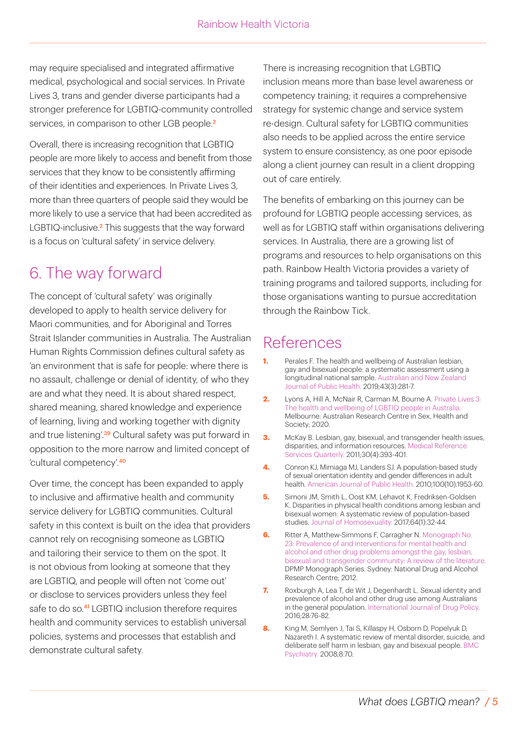may require specialised and integrated affirmative medical, psychological and social services. In Private Lives 3, trans and gender diverse participants had a stronger preference for LGBTIQ-community controlled services, in comparison to other LGB people.[2]

Overall, there is increasing recognition that LGBTIQ people are more likely to access and benefit from those services that they know to be consistently affirming of their identities and experiences. In Private Lives 3, more than three quarters of people said they would be more likely to use a service that had been accredited as LGBTIQ-inclusive.[2] This suggests that the way forward is a focus on 'cultural safety' in service delivery.

## 6. The way forward

The concept of 'cultural safety' was originally developed to apply to health service delivery for Maori communities, and for Aboriginal and Torres Strait Islander communities in Australia. The Australian Human Rights Commission defines cultural safety as 'an environment that is safe for people: where there is no assault, challenge or denial of identity, of who they are and what they need. It is about shared respect, shared meaning, shared knowledge and experience of learning, living and working together with dignity and true listening'.[39] Cultural safety was put forward in opposition to the more narrow and limited concept of 'cultural competency'.[40]

Over time, the concept has been expanded to apply to inclusive and affirmative health and community service delivery for LGBTIQ communities. Cultural safety in this context is built on the idea that providers cannot rely on recognising someone as LGBTIQ and tailoring their service to them on the spot. It is not obvious from looking at someone that they are LGBTIQ, and people will often not 'come out' or disclose to services providers unless they feel safe to do so.[41] LGBTIQ inclusion therefore requires health and community services to establish universal policies, systems and processes that establish and demonstrate cultural safety.

There is increasing recognition that LGBTIQ inclusion means more than base level awareness or competency training; it requires a comprehensive strategy for systemic change and service system re-design. Cultural safety for LGBTIQ communities also needs to be applied across the entire service system to ensure consistency, as one poor episode along a client journey can result in a client dropping out of care entirely.

The benefits of embarking on this journey can be profound for LGBTIQ people accessing services, as well as for LGBTIQ staff within organisations delivering services. In Australia, there are a growing list of programs and resources to help organisations on this path. Rainbow Health Victoria provides a variety of training programs and tailored supports, including for those organisations wanting to pursue accreditation through the Rainbow Tick.

## References

1. Perales F. The health and wellbeing of Australian lesbian, gay and bisexual people: a systematic assessment using a longitudinal national sample. Australian and New Zealand Journal of Public Health. 2019;43(3):281-7.
2. Lyons A, Hill A, McNair R, Carman M, Bourne A. Private Lives 3: The health and wellbeing of LGBTIQ people in Australia. Melbourne: Australian Research Centre in Sex, Health and Society; 2020.
3. McKay B. Lesbian, gay, bisexual, and transgender health issues, disparities, and information resources. Medical Reference Services Quarterly. 2011;30(4):393-401.
4. Conron KJ, Mimiaga MJ, Landers SJ. A population-based study of sexual orientation identity and gender differences in adult health. American Journal of Public Health. 2010;100(10):1953-60.
5. Simoni JM, Smith L, Oost KM, Lehavot K, Fredriksen-Goldsen K. Disparities in physical health conditions among lesbian and bisexual women: A systematic review of population-based studies. Journal of Homosexuality. 2017;64(1):32-44.
6. Ritter A, Matthew-Simmons F, Carragher N. Monograph No. 23: Prevalence of and interventions for mental health and alcohol and other drug problems amongst the gay, lesbian, bisexual and transgender community: A review of the literature. DPMP Monograph Series. Sydney: National Drug and Alcohol Research Centre; 2012.
7. Roxburgh A, Lea T, de Wit J, Degenhardt L. Sexual identity and prevalence of alcohol and other drug use among Australians in the general population. International Journal of Drug Policy. 2016;28:76-82.
8. King M, Semlyen J, Tai S, Killaspy H, Osborn D, Popelyuk D, Nazareth I. A systematic review of mental disorder, suicide, and deliberate self harm in lesbian, gay and bisexual people. BMC Psychiatry. 2008;8:70.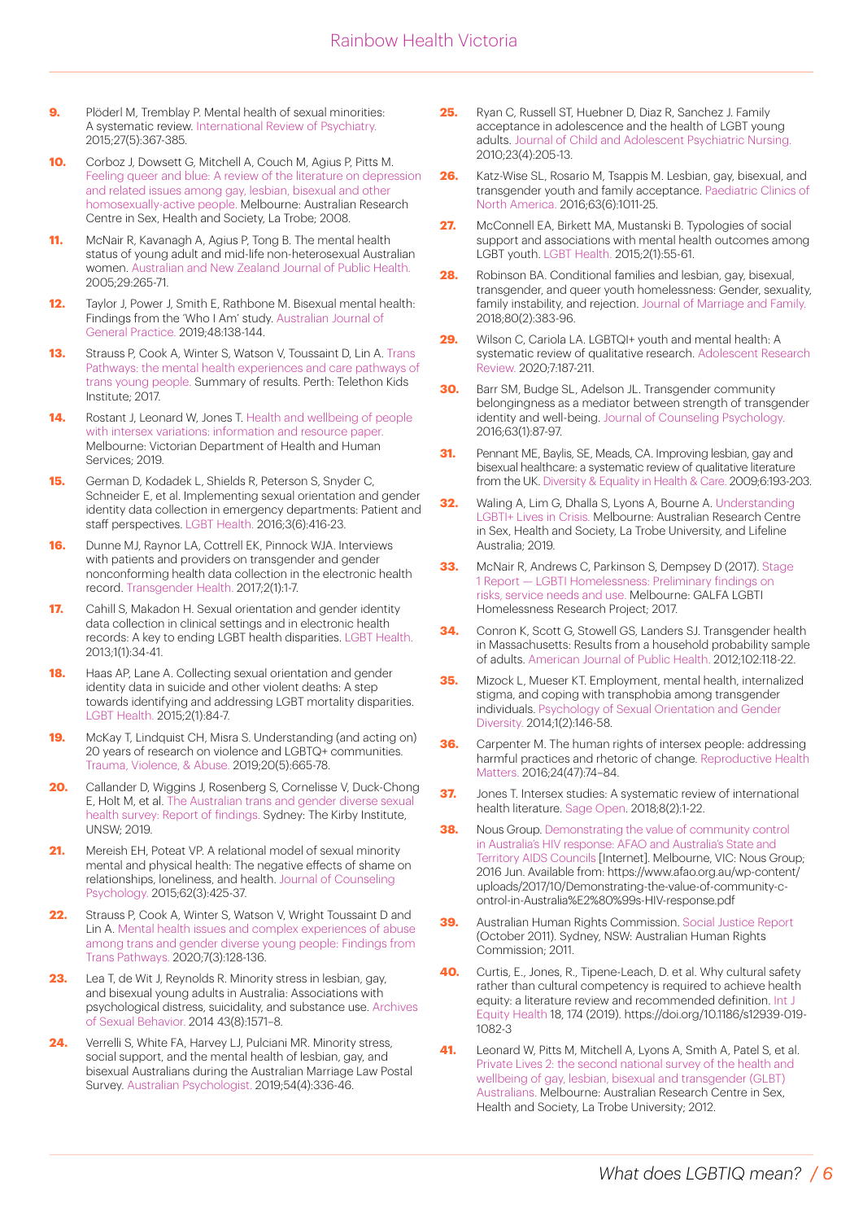9. Plöderl M, Tremblay P. Mental health of sexual minorities: A systematic review. International Review of Psychiatry. 2015;27(5):367-385.

10. Corboz J, Dowsett G, Mitchell A, Couch M, Agius P, Pitts M. Feeling queer and blue: A review of the literature on depression and related issues among gay, lesbian, bisexual and other homosexually-active people. Melbourne: Australian Research Centre in Sex, Health and Society, La Trobe; 2008.

11. McNair R, Kavanagh A, Agius P, Tong B. The mental health status of young adult and mid-life non-heterosexual Australian women. Australian and New Zealand Journal of Public Health. 2005;29:265-71.

12. Taylor J, Power J, Smith E, Rathbone M. Bisexual mental health: Findings from the 'Who I Am' study. Australian Journal of General Practice. 2019;48:138-144.

13. Strauss P, Cook A, Winter S, Watson V, Toussaint D, Lin A. Trans Pathways: the mental health experiences and care pathways of trans young people. Summary of results. Perth: Telethon Kids Institute; 2017.

14. Rostant J, Leonard W, Jones T. Health and wellbeing of people with intersex variations: information and resource paper. Melbourne: Victorian Department of Health and Human Services; 2019.

15. German D, Kodadek L, Shields R, Peterson S, Snyder C, Schneider E, et al. Implementing sexual orientation and gender identity data collection in emergency departments: Patient and staff perspectives. LGBT Health. 2016;3(6):416-23.

16. Dunne MJ, Raynor LA, Cottrell EK, Pinnock WJA. Interviews with patients and providers on transgender and gender nonconforming health data collection in the electronic health record. Transgender Health. 2017;2(1):1-7.

17. Cahill S, Makadon H. Sexual orientation and gender identity data collection in clinical settings and in electronic health records: A key to ending LGBT health disparities. LGBT Health. 2013;1(1):34-41.

18. Haas AP, Lane A. Collecting sexual orientation and gender identity data in suicide and other violent deaths: A step towards identifying and addressing LGBT mortality disparities. LGBT Health. 2015;2(1):84-7.

19. McKay T, Lindquist CH, Misra S. Understanding (and acting on) 20 years of research on violence and LGBTQ+ communities. Trauma, Violence, & Abuse. 2019;20(5):665-78.

20. Callander D, Wiggins J, Rosenberg S, Cornelisse V, Duck-Chong E, Holt M, et al. The Australian trans and gender diverse sexual health survey: Report of findings. Sydney: The Kirby Institute, UNSW; 2019.

21. Mereish EH, Poteat VP. A relational model of sexual minority mental and physical health: The negative effects of shame on relationships, loneliness, and health. Journal of Counseling Psychology. 2015;62(3):425-37.

22. Strauss P, Cook A, Winter S, Watson V, Wright Toussaint D and Lin A. Mental health issues and complex experiences of abuse among trans and gender diverse young people: Findings from Trans Pathways. 2020;7(3):128-136.

23. Lea T, de Wit J, Reynolds R. Minority stress in lesbian, gay, and bisexual young adults in Australia: Associations with psychological distress, suicidality, and substance use. Archives of Sexual Behavior. 2014 43(8):1571–8.

24. Verrelli S, White FA, Harvey LJ, Pulciani MR. Minority stress, social support, and the mental health of lesbian, gay, and bisexual Australians during the Australian Marriage Law Postal Survey. Australian Psychologist. 2019;54(4):336-46.

25. Ryan C, Russell ST, Huebner D, Diaz R, Sanchez J. Family acceptance in adolescence and the health of LGBT young adults. Journal of Child and Adolescent Psychiatric Nursing. 2010;23(4):205-13.

26. Katz-Wise SL, Rosario M, Tsappis M. Lesbian, gay, bisexual, and transgender youth and family acceptance. Paediatric Clinics of North America. 2016;63(6):1011-25.

27. McConnell EA, Birkett MA, Mustanski B. Typologies of social support and associations with mental health outcomes among LGBT youth. LGBT Health. 2015;2(1):55-61.

28. Robinson BA. Conditional families and lesbian, gay, bisexual, transgender, and queer youth homelessness: Gender, sexuality, family instability, and rejection. Journal of Marriage and Family. 2018;80(2):383-96.

29. Wilson C, Cariola LA. LGBTQI+ youth and mental health: A systematic review of qualitative research. Adolescent Research Review. 2020;7:187-211.

30. Barr SM, Budge SL, Adelson JL. Transgender community belongingness as a mediator between strength of transgender identity and well-being. Journal of Counseling Psychology. 2016;63(1):87-97.

31. Pennant ME, Baylis, SE, Meads, CA. Improving lesbian, gay and bisexual healthcare: a systematic review of qualitative literature from the UK. Diversity & Equality in Health & Care. 2009;6:193-203.

32. Waling A, Lim G, Dhalla S, Lyons A, Bourne A. Understanding LGBTI+ Lives in Crisis. Melbourne: Australian Research Centre in Sex, Health and Society, La Trobe University, and Lifeline Australia; 2019.

33. McNair R, Andrews C, Parkinson S, Dempsey D (2017). Stage 1 Report — LGBTI Homelessness: Preliminary findings on risks, service needs and use. Melbourne: GALFA LGBTI Homelessness Research Project; 2017.

34. Conron K, Scott G, Stowell GS, Landers SJ. Transgender health in Massachusetts: Results from a household probability sample of adults. American Journal of Public Health. 2012;102:118-22.

35. Mizock L, Mueser KT. Employment, mental health, internalized stigma, and coping with transphobia among transgender individuals. Psychology of Sexual Orientation and Gender Diversity. 2014;1(2):146-58.

36. Carpenter M. The human rights of intersex people: addressing harmful practices and rhetoric of change. Reproductive Health Matters. 2016;24(47):74–84.

37. Jones T. Intersex studies: A systematic review of international health literature. Sage Open. 2018;8(2):1-22.

38. Nous Group. Demonstrating the value of community control in Australia's HIV response: AFAO and Australia's State and Territory AIDS Councils [Internet]. Melbourne, VIC: Nous Group; 2016 Jun. Available from: https://www.afao.org.au/wp-content/uploads/2017/10/Demonstrating-the-value-of-community-control-in-Australia%E2%80%99s-HIV-response.pdf

39. Australian Human Rights Commission. Social Justice Report (October 2011). Sydney, NSW: Australian Human Rights Commission; 2011.

40. Curtis, E., Jones, R., Tipene-Leach, D. et al. Why cultural safety rather than cultural competency is required to achieve health equity: a literature review and recommended definition. Int J Equity Health 18, 174 (2019). https://doi.org/10.1186/s12939-019-1082-3

41. Leonard W, Pitts M, Mitchell A, Lyons A, Smith A, Patel S, et al. Private Lives 2: the second national survey of the health and wellbeing of gay, lesbian, bisexual and transgender (GLBT) Australians. Melbourne: Australian Research Centre in Sex, Health and Society, La Trobe University; 2012.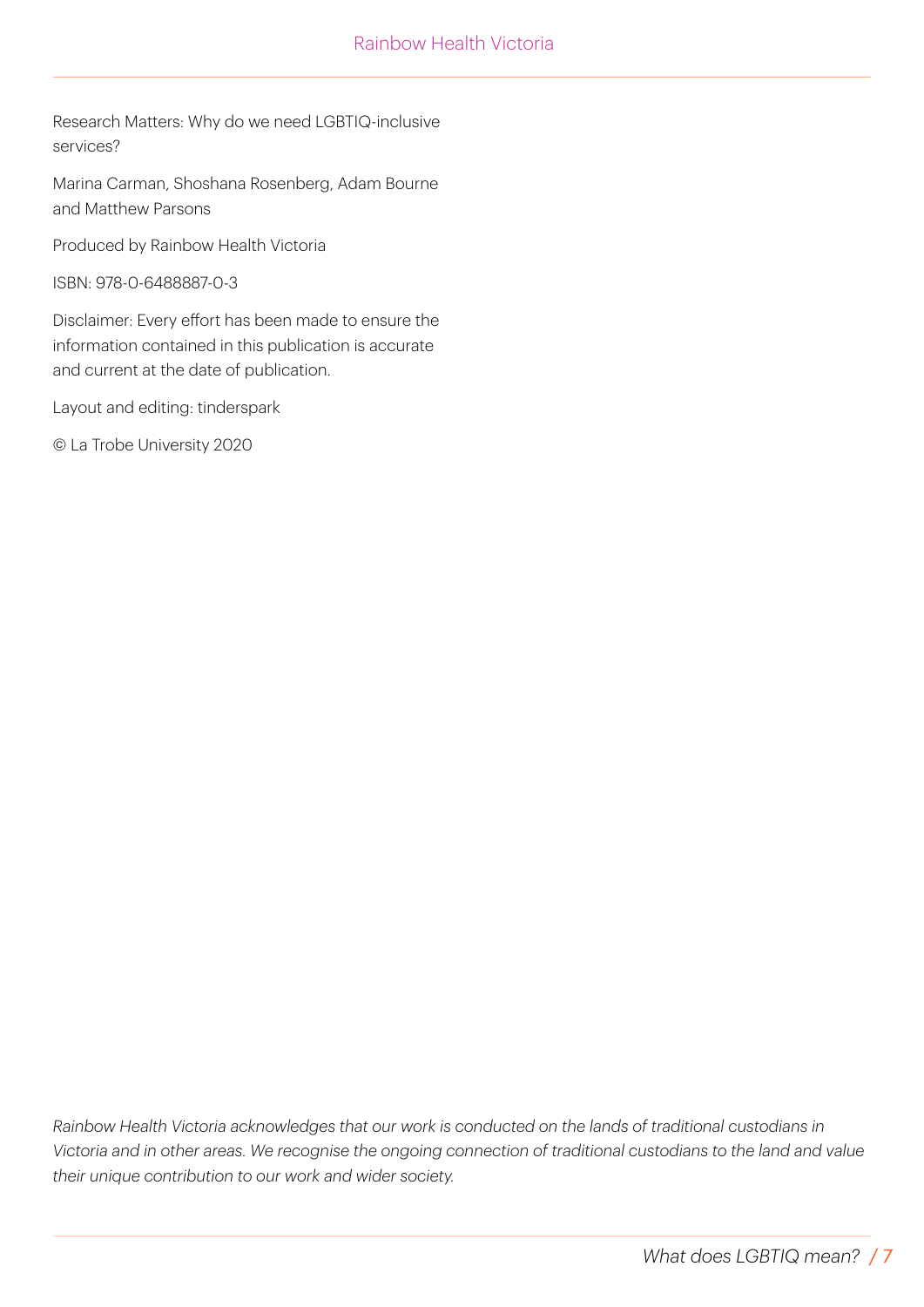Research Matters: Why do we need LGBTIQ-inclusive services?

Marina Carman, Shoshana Rosenberg, Adam Bourne and Matthew Parsons

Produced by Rainbow Health Victoria

ISBN: 978-0-6488887-0-3

Disclaimer: Every effort has been made to ensure the information contained in this publication is accurate and current at the date of publication.

Layout and editing: tinderspark

© La Trobe University 2020

*Rainbow Health Victoria acknowledges that our work is conducted on the lands of traditional custodians in Victoria and in other areas. We recognise the ongoing connection of traditional custodians to the land and value their unique contribution to our work and wider society.*